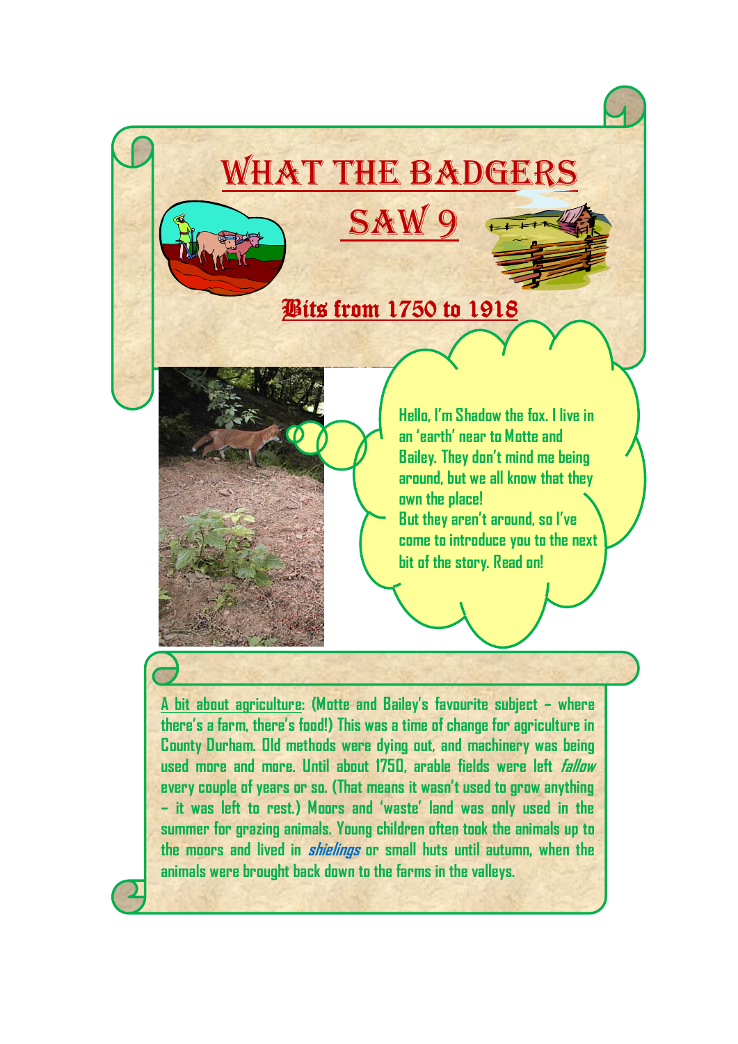# What the Badgers Saw 9

## Bits from 1750 to 1918

Hello, I'm Shadow the fox. I live in an 'earth' near to Motte and Bailey. They don't mind me being around, but we all know that they own the place!
But they aren't around, so I've come to introduce you to the next bit of the story. Read on!

A bit about agriculture: (Motte and Bailey's favourite subject – where there's a farm, there's food!) This was a time of change for agriculture in County Durham. Old methods were dying out, and machinery was being used more and more. Until about 1750, arable fields were left *fallow* every couple of years or so. (That means it wasn't used to grow anything – it was left to rest.) Moors and 'waste' land was only used in the summer for grazing animals. Young children often took the animals up to the moors and lived in *shielings* or small huts until autumn, when the animals were brought back down to the farms in the valleys.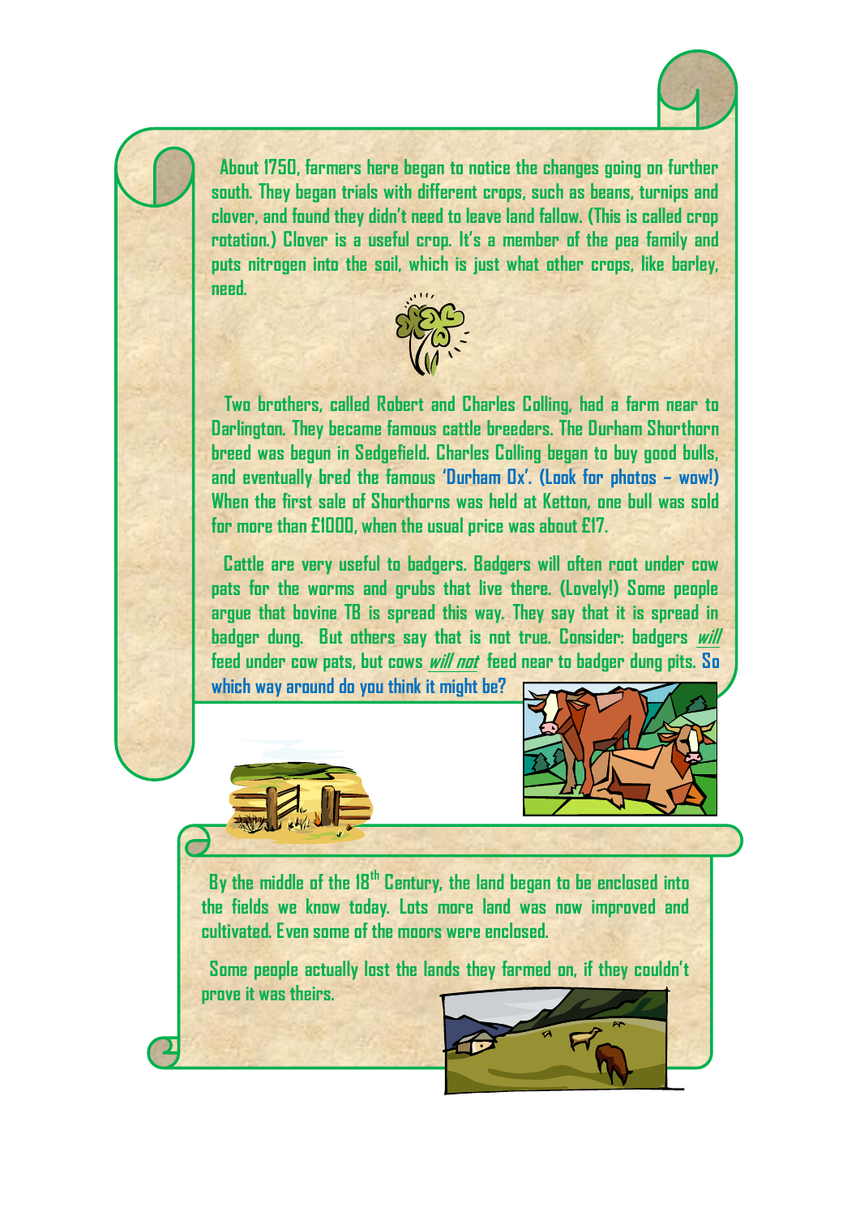About 1750, farmers here began to notice the changes going on further south. They began trials with different crops, such as beans, turnips and clover, and found they didn't need to leave land fallow. (This is called crop rotation.) Clover is a useful crop. It's a member of the pea family and puts nitrogen into the soil, which is just what other crops, like barley, need.

Two brothers, called Robert and Charles Colling, had a farm near to Darlington. They became famous cattle breeders. The Durham Shorthorn breed was begun in Sedgefield. Charles Colling began to buy good bulls, and eventually bred the famous **'Durham Ox'. (Look for photos – wow!)** When the first sale of Shorthorns was held at Ketton, one bull was sold for more than £1000, when the usual price was about £17.

Cattle are very useful to badgers. Badgers will often root under cow pats for the worms and grubs that live there. (Lovely!) Some people argue that bovine TB is spread this way. They say that it is spread in badger dung. But others say that is not true. Consider: badgers ***will*** feed under cow pats, but cows ***will not*** feed near to badger dung pits. **So which way around do you think it might be?**

By the middle of the 18th Century, the land began to be enclosed into the fields we know today. Lots more land was now improved and cultivated. Even some of the moors were enclosed.

Some people actually lost the lands they farmed on, if they couldn't prove it was theirs.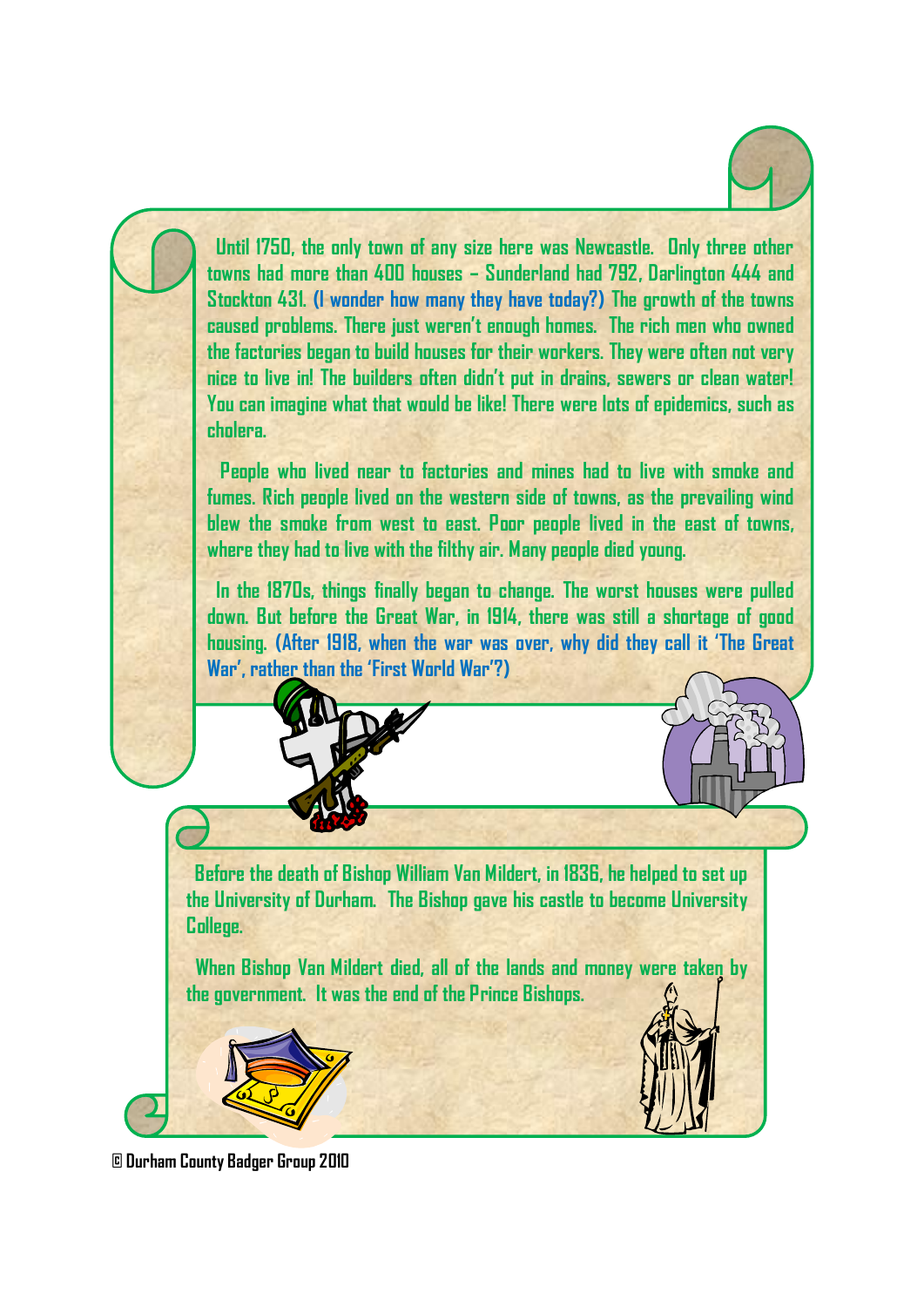Until 1750, the only town of any size here was Newcastle. Only three other towns had more than 400 houses – Sunderland had 792, Darlington 444 and Stockton 431. **(I wonder how many they have today?)** The growth of the towns caused problems. There just weren't enough homes. The rich men who owned the factories began to build houses for their workers. They were often not very nice to live in! The builders often didn't put in drains, sewers or clean water! You can imagine what that would be like! There were lots of epidemics, such as cholera.

People who lived near to factories and mines had to live with smoke and fumes. Rich people lived on the western side of towns, as the prevailing wind blew the smoke from west to east. Poor people lived in the east of towns, where they had to live with the filthy air. Many people died young.

In the 1870s, things finally began to change. The worst houses were pulled down. But before the Great War, in 1914, there was still a shortage of good housing. **(After 1918, when the war was over, why did they call it 'The Great War', rather than the 'First World War'?)**

Before the death of Bishop William Van Mildert, in 1836, he helped to set up the University of Durham. The Bishop gave his castle to become University College.

When Bishop Van Mildert died, all of the lands and money were taken by the government. It was the end of the Prince Bishops.

© Durham County Badger Group 2010